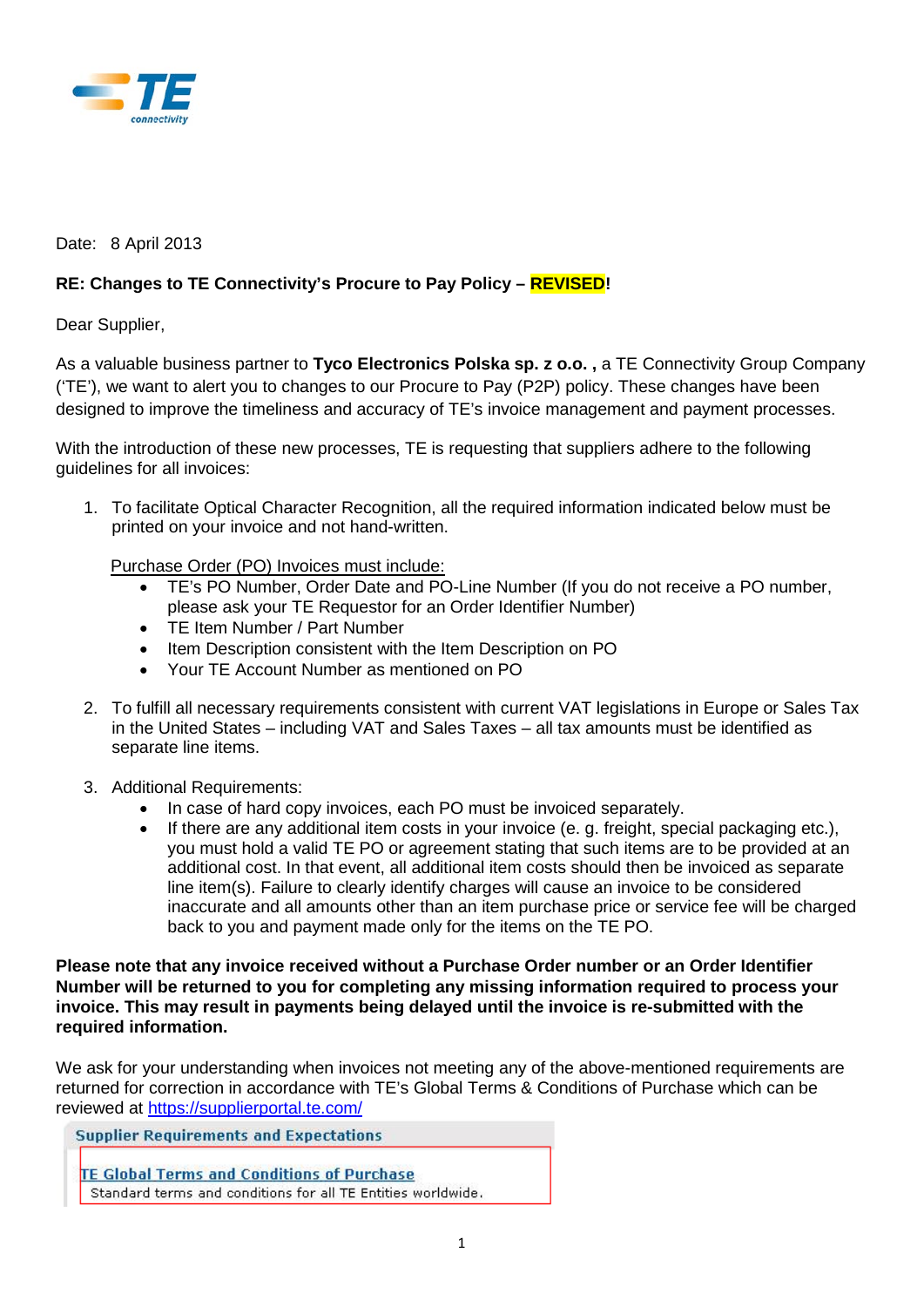Date: 8 April 2013

**RE: Changes to TE Connectivity's Procure to Pay Policy – REVISED!**

Dear Supplier,

As a valuable business partner to **Tyco Electronics Polska sp. z o.o. ,** a TE Connectivity Group Company ('TE'), we want to alert you to changes to our Procure to Pay (P2P) policy. These changes have been designed to improve the timeliness and accuracy of TE's invoice management and payment processes.

With the introduction of these new processes, TE is requesting that suppliers adhere to the following guidelines for all invoices:

1. To facilitate Optical Character Recognition, all the required information indicated below must be printed on your invoice and not hand-written.

   Purchase Order (PO) Invoices must include:
   - TE's PO Number, Order Date and PO-Line Number (If you do not receive a PO number, please ask your TE Requestor for an Order Identifier Number)
   - TE Item Number / Part Number
   - Item Description consistent with the Item Description on PO
   - Your TE Account Number as mentioned on PO

2. To fulfill all necessary requirements consistent with current VAT legislations in Europe or Sales Tax in the United States – including VAT and Sales Taxes – all tax amounts must be identified as separate line items.

3. Additional Requirements:
   - In case of hard copy invoices, each PO must be invoiced separately.
   - If there are any additional item costs in your invoice (e. g. freight, special packaging etc.), you must hold a valid TE PO or agreement stating that such items are to be provided at an additional cost. In that event, all additional item costs should then be invoiced as separate line item(s). Failure to clearly identify charges will cause an invoice to be considered inaccurate and all amounts other than an item purchase price or service fee will be charged back to you and payment made only for the items on the TE PO.

**Please note that any invoice received without a Purchase Order number or an Order Identifier Number will be returned to you for completing any missing information required to process your invoice. This may result in payments being delayed until the invoice is re-submitted with the required information.**

We ask for your understanding when invoices not meeting any of the above-mentioned requirements are returned for correction in accordance with TE's Global Terms & Conditions of Purchase which can be reviewed at https://supplierportal.te.com/

**Supplier Requirements and Expectations**

TE Global Terms and Conditions of Purchase
Standard terms and conditions for all TE Entities worldwide.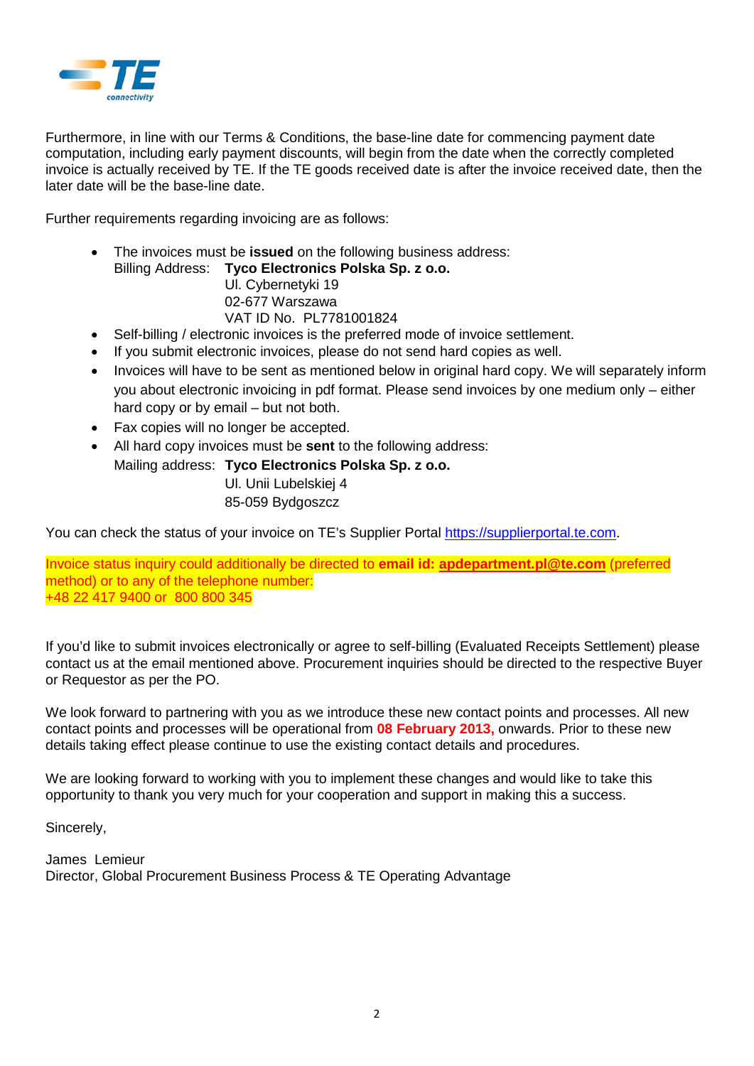Furthermore, in line with our Terms & Conditions, the base-line date for commencing payment date computation, including early payment discounts, will begin from the date when the correctly completed invoice is actually received by TE. If the TE goods received date is after the invoice received date, then the later date will be the base-line date.

Further requirements regarding invoicing are as follows:

- The invoices must be **issued** on the following business address:
  Billing Address: **Tyco Electronics Polska Sp. z o.o.**
  Ul. Cybernetyki 19
  02-677 Warszawa
  VAT ID No. PL7781001824
- Self-billing / electronic invoices is the preferred mode of invoice settlement.
- If you submit electronic invoices, please do not send hard copies as well.
- Invoices will have to be sent as mentioned below in original hard copy. We will separately inform you about electronic invoicing in pdf format. Please send invoices by one medium only – either hard copy or by email – but not both.
- Fax copies will no longer be accepted.
- All hard copy invoices must be **sent** to the following address:
  Mailing address: **Tyco Electronics Polska Sp. z o.o.**
  Ul. Unii Lubelskiej 4
  85-059 Bydgoszcz

You can check the status of your invoice on TE's Supplier Portal https://supplierportal.te.com.

Invoice status inquiry could additionally be directed to **email id: apdepartment.pl@te.com** (preferred method) or to any of the telephone number:
+48 22 417 9400 or 800 800 345

If you'd like to submit invoices electronically or agree to self-billing (Evaluated Receipts Settlement) please contact us at the email mentioned above. Procurement inquiries should be directed to the respective Buyer or Requestor as per the PO.

We look forward to partnering with you as we introduce these new contact points and processes. All new contact points and processes will be operational from **08 February 2013,** onwards. Prior to these new details taking effect please continue to use the existing contact details and procedures.

We are looking forward to working with you to implement these changes and would like to take this opportunity to thank you very much for your cooperation and support in making this a success.

Sincerely,

James Lemieur
Director, Global Procurement Business Process & TE Operating Advantage